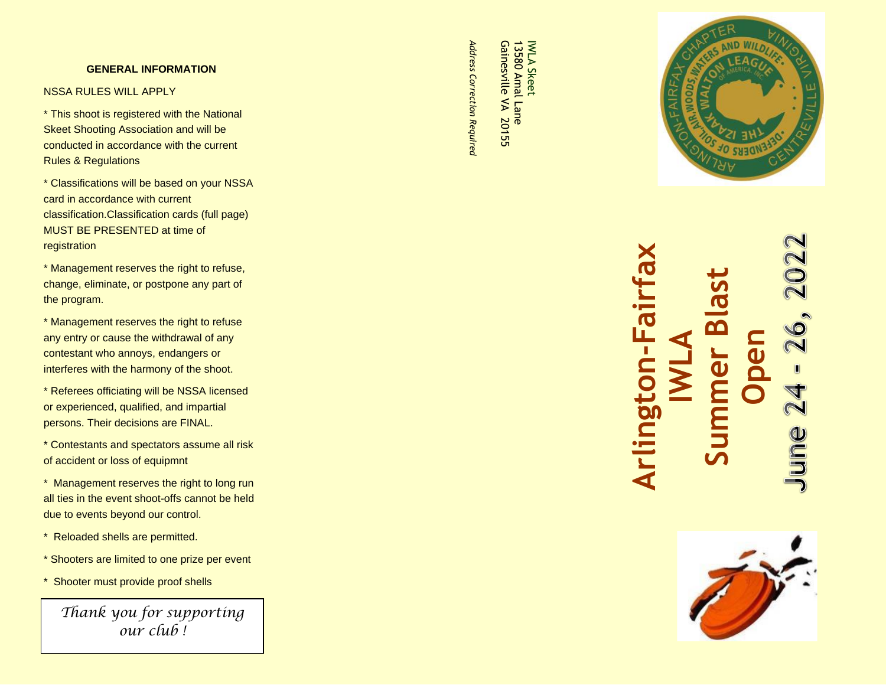## GENERAL INFORMATION

NSSA RULES WILL APPLY

* This shoot is registered with the National Skeet Shooting Association and will be conducted in accordance with the current Rules & Regulations

* Classifications will be based on your NSSA card in accordance with current classification.Classification cards (full page) MUST BE PRESENTED at time of registration

* Management reserves the right to refuse, change, eliminate, or postpone any part of the program.

* Management reserves the right to refuse any entry or cause the withdrawal of any contestant who annoys, endangers or interferes with the harmony of the shoot.

* Referees officiating will be NSSA licensed or experienced, qualified, and impartial persons. Their decisions are FINAL.

* Contestants and spectators assume all risk of accident or loss of equipmnt

* Management reserves the right to long run all ties in the event shoot-offs cannot be held due to events beyond our control.

* Reloaded shells are permitted.

* Shooters are limited to one prize per event

* Shooter must provide proof shells

*Thank you for supporting our club !*

IWLA Skeet
13580 Amal Lane
Gainesville VA 20155

*Address Correction Required*

# Arlington-Fairfax IWLA Summer Blast Open

## June 24 - 26, 2022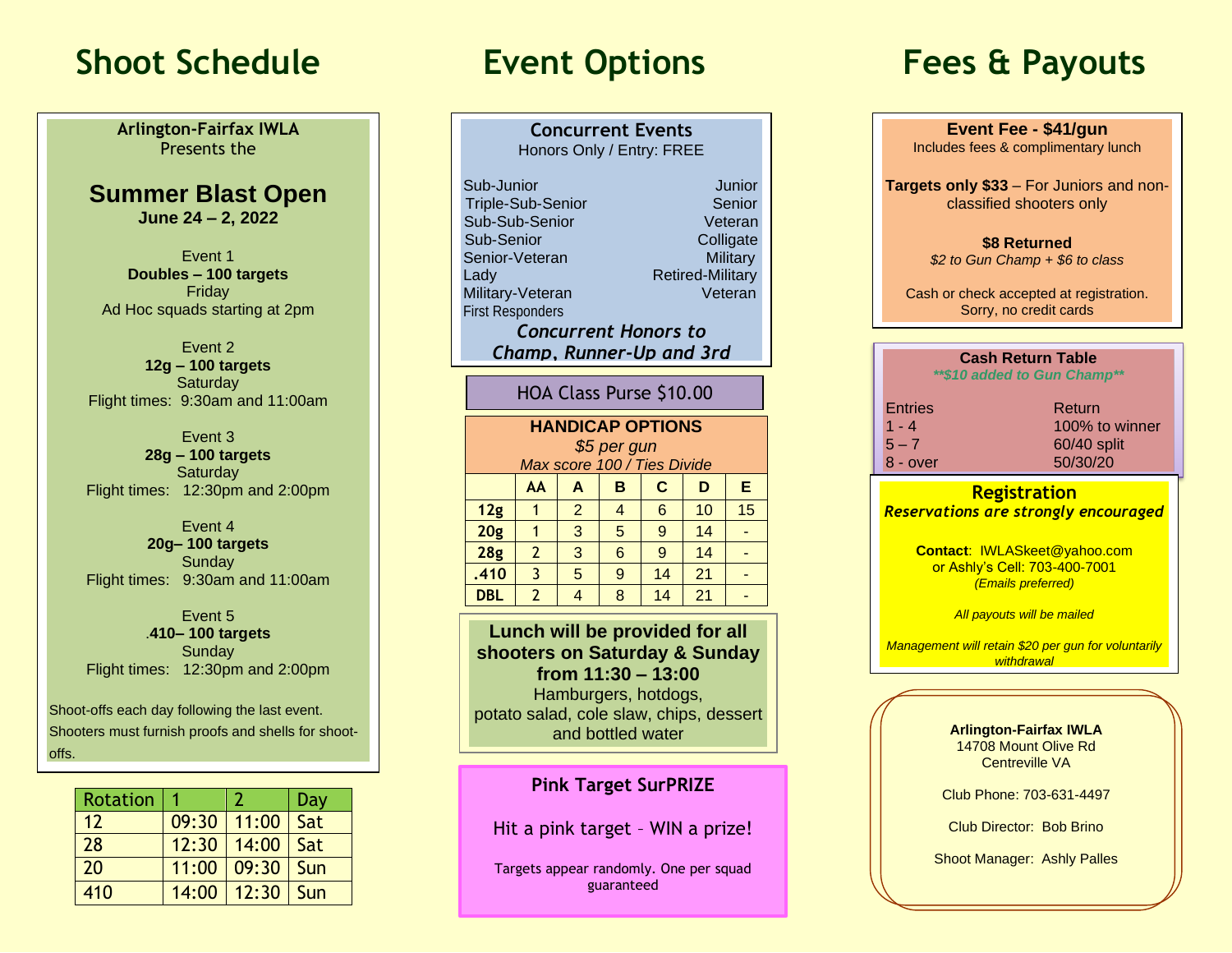# Shoot Schedule

**Arlington-Fairfax IWLA**
Presents the

## Summer Blast Open

**June 24 – 2, 2022**

Event 1
**Doubles – 100 targets**
Friday
Ad Hoc squads starting at 2pm

Event 2
**12g – 100 targets**
Saturday
Flight times: 9:30am and 11:00am

Event 3
**28g – 100 targets**
Saturday
Flight times: 12:30pm and 2:00pm

Event 4
**20g– 100 targets**
Sunday
Flight times: 9:30am and 11:00am

Event 5
**.410– 100 targets**
Sunday
Flight times: 12:30pm and 2:00pm

Shoot-offs each day following the last event. Shooters must furnish proofs and shells for shoot-offs.

| Rotation | 1 | 2 | Day |
|---|---|---|---|
| 12 | 09:30 | 11:00 | Sat |
| 28 | 12:30 | 14:00 | Sat |
| 20 | 11:00 | 09:30 | Sun |
| 410 | 14:00 | 12:30 | Sun |

# Event Options

**Concurrent Events**
Honors Only / Entry: FREE

| | |
|---|---|
| Sub-Junior | Junior |
| Triple-Sub-Senior | Senior |
| Sub-Sub-Senior | Veteran |
| Sub-Senior | Colligate |
| Senior-Veteran | Military |
| Lady | Retired-Military |
| Military-Veteran | Veteran |
| First Responders | |

***Concurrent Honors to Champ, Runner-Up and 3rd***

HOA Class Purse $10.00

**HANDICAP OPTIONS**
*$5 per gun*
*Max score 100 / Ties Divide*

| | AA | A | B | C | D | E |
|---|---|---|---|---|---|---|
| 12g | 1 | 2 | 4 | 6 | 10 | 15 |
| 20g | 1 | 3 | 5 | 9 | 14 | - |
| 28g | 2 | 3 | 6 | 9 | 14 | - |
| .410 | 3 | 5 | 9 | 14 | 21 | - |
| DBL | 2 | 4 | 8 | 14 | 21 | - |

**Lunch will be provided for all shooters on Saturday & Sunday from 11:30 – 13:00**
Hamburgers, hotdogs, potato salad, cole slaw, chips, dessert and bottled water

**Pink Target SurPRIZE**

Hit a pink target – WIN a prize!

Targets appear randomly. One per squad guaranteed

# Fees & Payouts

**Event Fee - $41/gun**
Includes fees & complimentary lunch

**Targets only $33** – For Juniors and non-classified shooters only

**$8 Returned**
*$2 to Gun Champ + $6 to class*

Cash or check accepted at registration. Sorry, no credit cards

**Cash Return Table**
***$10 added to Gun Champ***

| Entries | Return |
|---|---|
| 1 - 4 | 100% to winner |
| 5 – 7 | 60/40 split |
| 8 - over | 50/30/20 |

**Registration**
***Reservations are strongly encouraged***

**Contact**: IWLASkeet@yahoo.com
or Ashly's Cell: 703-400-7001
*(Emails preferred)*

*All payouts will be mailed*

*Management will retain $20 per gun for voluntarily withdrawal*

**Arlington-Fairfax IWLA**
14708 Mount Olive Rd
Centreville VA

Club Phone: 703-631-4497

Club Director: Bob Brino

Shoot Manager: Ashly Palles